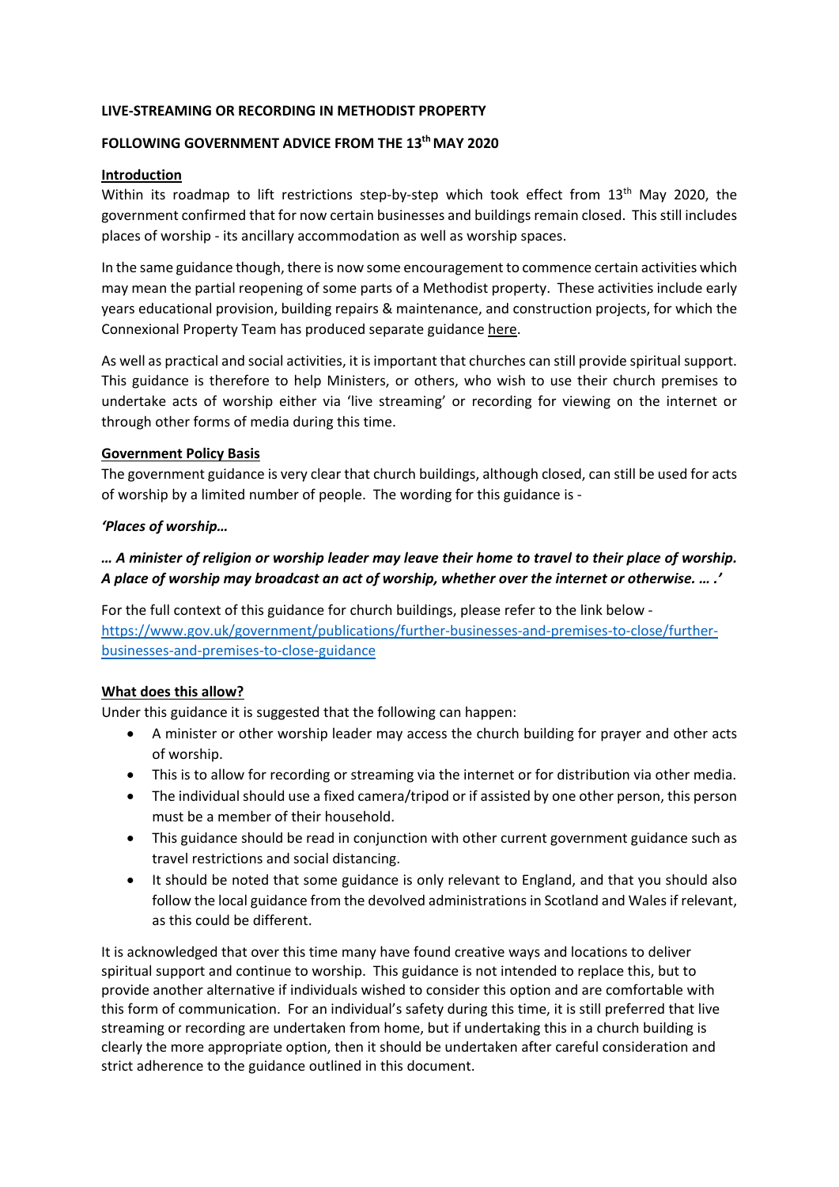**LIVE-STREAMING OR RECORDING IN METHODIST PROPERTY**

**FOLLOWING GOVERNMENT ADVICE FROM THE 13th MAY 2020**

**Introduction**

Within its roadmap to lift restrictions step-by-step which took effect from 13th May 2020, the government confirmed that for now certain businesses and buildings remain closed. This still includes places of worship - its ancillary accommodation as well as worship spaces.

In the same guidance though, there is now some encouragement to commence certain activities which may mean the partial reopening of some parts of a Methodist property. These activities include early years educational provision, building repairs & maintenance, and construction projects, for which the Connexional Property Team has produced separate guidance here.

As well as practical and social activities, it is important that churches can still provide spiritual support. This guidance is therefore to help Ministers, or others, who wish to use their church premises to undertake acts of worship either via 'live streaming' or recording for viewing on the internet or through other forms of media during this time.

**Government Policy Basis**

The government guidance is very clear that church buildings, although closed, can still be used for acts of worship by a limited number of people. The wording for this guidance is -

***'Places of worship…***

***… A minister of religion or worship leader may leave their home to travel to their place of worship. A place of worship may broadcast an act of worship, whether over the internet or otherwise. … .'***

For the full context of this guidance for church buildings, please refer to the link below - https://www.gov.uk/government/publications/further-businesses-and-premises-to-close/further-businesses-and-premises-to-close-guidance

**What does this allow?**

Under this guidance it is suggested that the following can happen:

- A minister or other worship leader may access the church building for prayer and other acts of worship.
- This is to allow for recording or streaming via the internet or for distribution via other media.
- The individual should use a fixed camera/tripod or if assisted by one other person, this person must be a member of their household.
- This guidance should be read in conjunction with other current government guidance such as travel restrictions and social distancing.
- It should be noted that some guidance is only relevant to England, and that you should also follow the local guidance from the devolved administrations in Scotland and Wales if relevant, as this could be different.

It is acknowledged that over this time many have found creative ways and locations to deliver spiritual support and continue to worship. This guidance is not intended to replace this, but to provide another alternative if individuals wished to consider this option and are comfortable with this form of communication. For an individual's safety during this time, it is still preferred that live streaming or recording are undertaken from home, but if undertaking this in a church building is clearly the more appropriate option, then it should be undertaken after careful consideration and strict adherence to the guidance outlined in this document.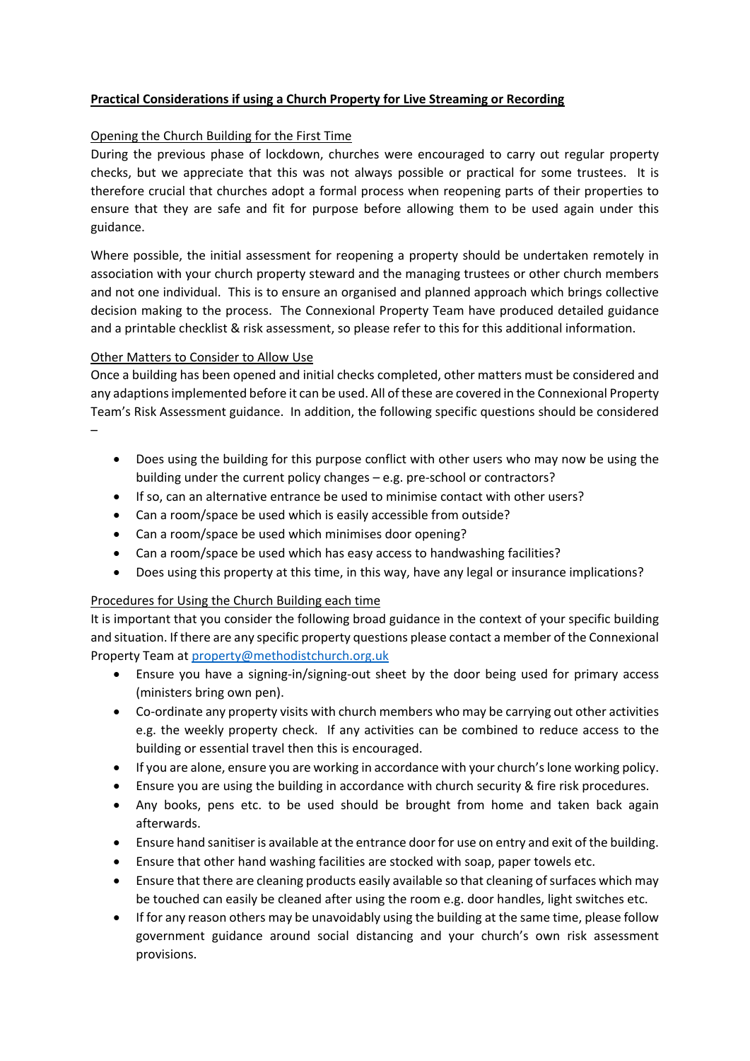**Practical Considerations if using a Church Property for Live Streaming or Recording**

Opening the Church Building for the First Time

During the previous phase of lockdown, churches were encouraged to carry out regular property checks, but we appreciate that this was not always possible or practical for some trustees. It is therefore crucial that churches adopt a formal process when reopening parts of their properties to ensure that they are safe and fit for purpose before allowing them to be used again under this guidance.

Where possible, the initial assessment for reopening a property should be undertaken remotely in association with your church property steward and the managing trustees or other church members and not one individual. This is to ensure an organised and planned approach which brings collective decision making to the process. The Connexional Property Team have produced detailed guidance and a printable checklist & risk assessment, so please refer to this for this additional information.

Other Matters to Consider to Allow Use

Once a building has been opened and initial checks completed, other matters must be considered and any adaptions implemented before it can be used. All of these are covered in the Connexional Property Team's Risk Assessment guidance. In addition, the following specific questions should be considered –

- Does using the building for this purpose conflict with other users who may now be using the building under the current policy changes – e.g. pre-school or contractors?
- If so, can an alternative entrance be used to minimise contact with other users?
- Can a room/space be used which is easily accessible from outside?
- Can a room/space be used which minimises door opening?
- Can a room/space be used which has easy access to handwashing facilities?
- Does using this property at this time, in this way, have any legal or insurance implications?

Procedures for Using the Church Building each time

It is important that you consider the following broad guidance in the context of your specific building and situation. If there are any specific property questions please contact a member of the Connexional Property Team at property@methodistchurch.org.uk

- Ensure you have a signing-in/signing-out sheet by the door being used for primary access (ministers bring own pen).
- Co-ordinate any property visits with church members who may be carrying out other activities e.g. the weekly property check. If any activities can be combined to reduce access to the building or essential travel then this is encouraged.
- If you are alone, ensure you are working in accordance with your church's lone working policy.
- Ensure you are using the building in accordance with church security & fire risk procedures.
- Any books, pens etc. to be used should be brought from home and taken back again afterwards.
- Ensure hand sanitiser is available at the entrance door for use on entry and exit of the building.
- Ensure that other hand washing facilities are stocked with soap, paper towels etc.
- Ensure that there are cleaning products easily available so that cleaning of surfaces which may be touched can easily be cleaned after using the room e.g. door handles, light switches etc.
- If for any reason others may be unavoidably using the building at the same time, please follow government guidance around social distancing and your church's own risk assessment provisions.